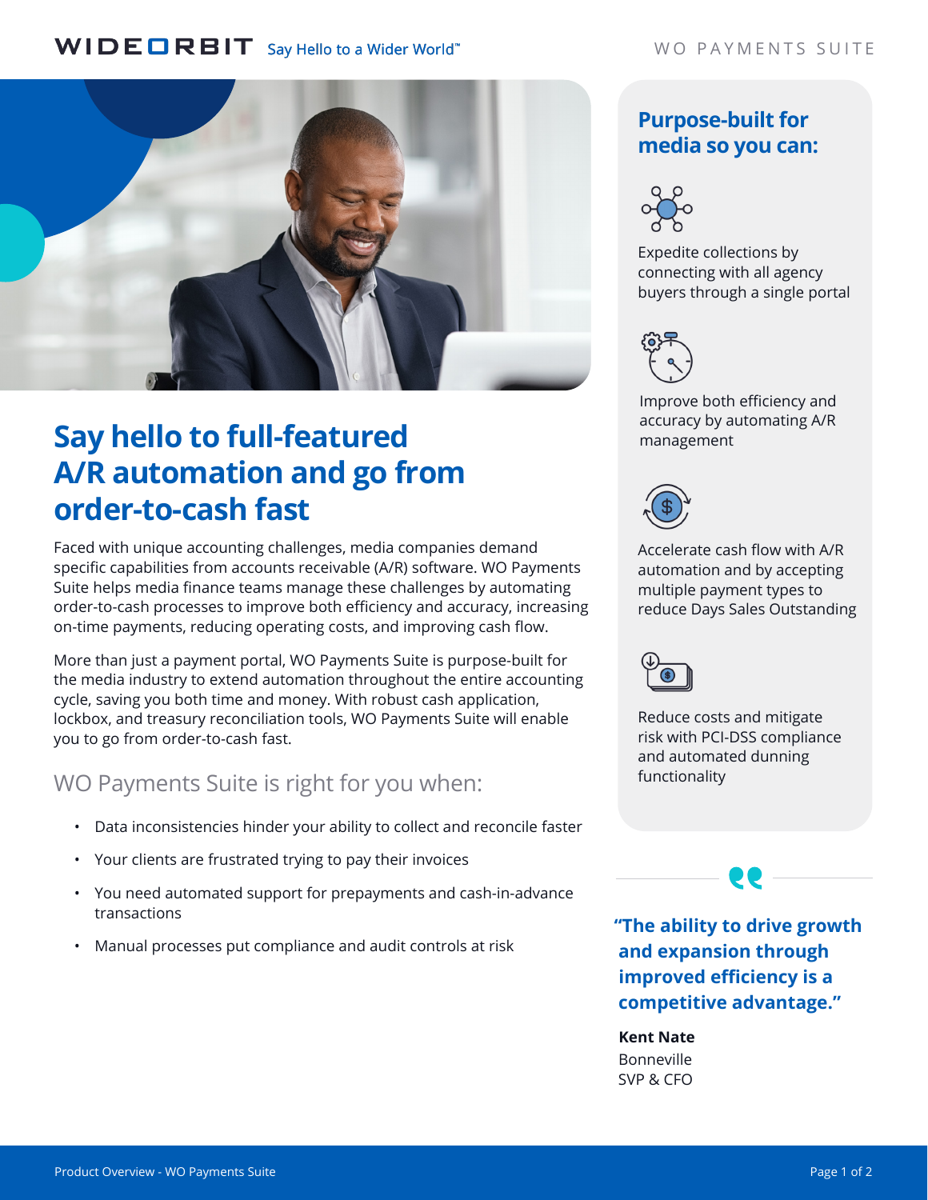# Say hello to full-featured A/R automation and go from order-to-cash fast

Faced with unique accounting challenges, media companies demand specific capabilities from accounts receivable (A/R) software. WO Payments Suite helps media finance teams manage these challenges by automating order-to-cash processes to improve both efficiency and accuracy, increasing on-time payments, reducing operating costs, and improving cash flow.

More than just a payment portal, WO Payments Suite is purpose-built for the media industry to extend automation throughout the entire accounting cycle, saving you both time and money. With robust cash application, lockbox, and treasury reconciliation tools, WO Payments Suite will enable you to go from order-to-cash fast.

## WO Payments Suite is right for you when:

- Data inconsistencies hinder your ability to collect and reconcile faster
- Your clients are frustrated trying to pay their invoices
- You need automated support for prepayments and cash-in-advance transactions
- Manual processes put compliance and audit controls at risk

## Purpose-built for media so you can:

Expedite collections by connecting with all agency buyers through a single portal

Improve both efficiency and accuracy by automating A/R management

Accelerate cash flow with A/R automation and by accepting multiple payment types to reduce Days Sales Outstanding

Reduce costs and mitigate risk with PCI-DSS compliance and automated dunning functionality

> **"The ability to drive growth and expansion through improved efficiency is a competitive advantage."**

**Kent Nate**
Bonneville
SVP & CFO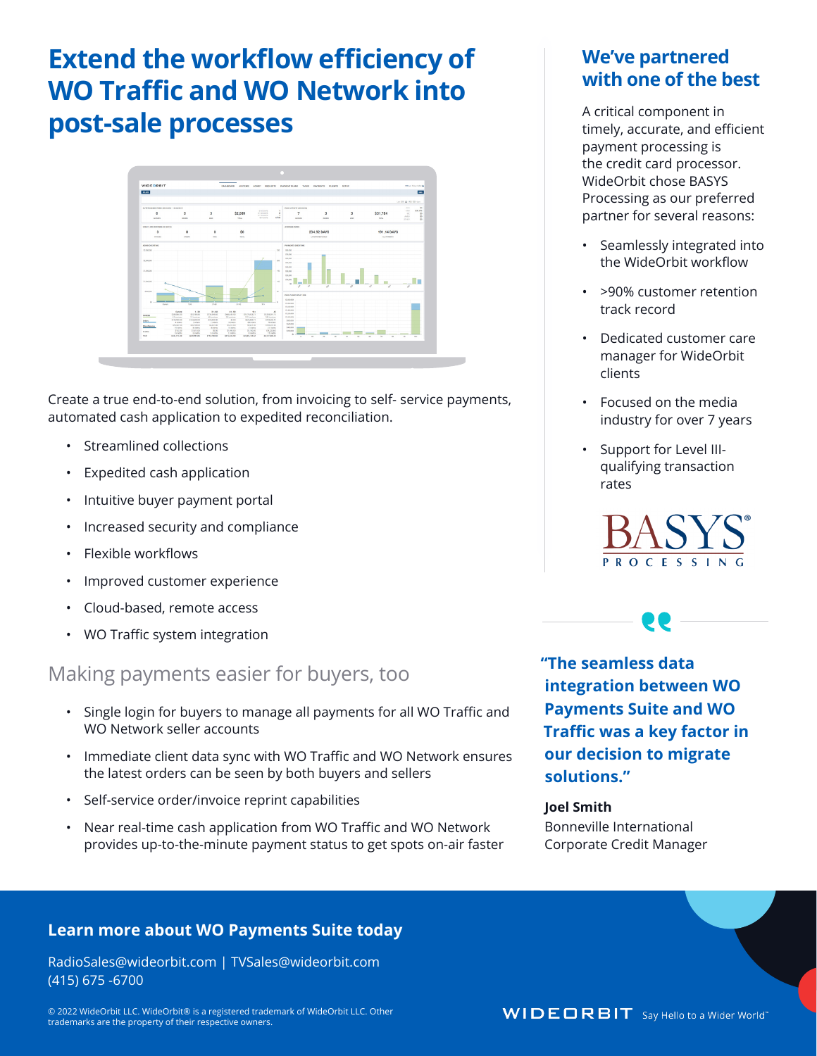# Extend the workflow efficiency of WO Traffic and WO Network into post-sale processes

Create a true end-to-end solution, from invoicing to self- service payments, automated cash application to expedited reconciliation.

- Streamlined collections
- Expedited cash application
- Intuitive buyer payment portal
- Increased security and compliance
- Flexible workflows
- Improved customer experience
- Cloud-based, remote access
- WO Traffic system integration

## Making payments easier for buyers, too

- Single login for buyers to manage all payments for all WO Traffic and WO Network seller accounts
- Immediate client data sync with WO Traffic and WO Network ensures the latest orders can be seen by both buyers and sellers
- Self-service order/invoice reprint capabilities
- Near real-time cash application from WO Traffic and WO Network provides up-to-the-minute payment status to get spots on-air faster

## We've partnered with one of the best

A critical component in timely, accurate, and efficient payment processing is the credit card processor. WideOrbit chose BASYS Processing as our preferred partner for several reasons:

- Seamlessly integrated into the WideOrbit workflow
- >90% customer retention track record
- Dedicated customer care manager for WideOrbit clients
- Focused on the media industry for over 7 years
- Support for Level III-qualifying transaction rates

BASYS® PROCESSING

**"The seamless data integration between WO Payments Suite and WO Traffic was a key factor in our decision to migrate solutions."**

**Joel Smith**
Bonneville International
Corporate Credit Manager

### Learn more about WO Payments Suite today

RadioSales@wideorbit.com | TVSales@wideorbit.com
(415) 675 -6700

© 2022 WideOrbit LLC. WideOrbit® is a registered trademark of WideOrbit LLC. Other trademarks are the property of their respective owners.

WIDEORBIT Say Hello to a Wider World™